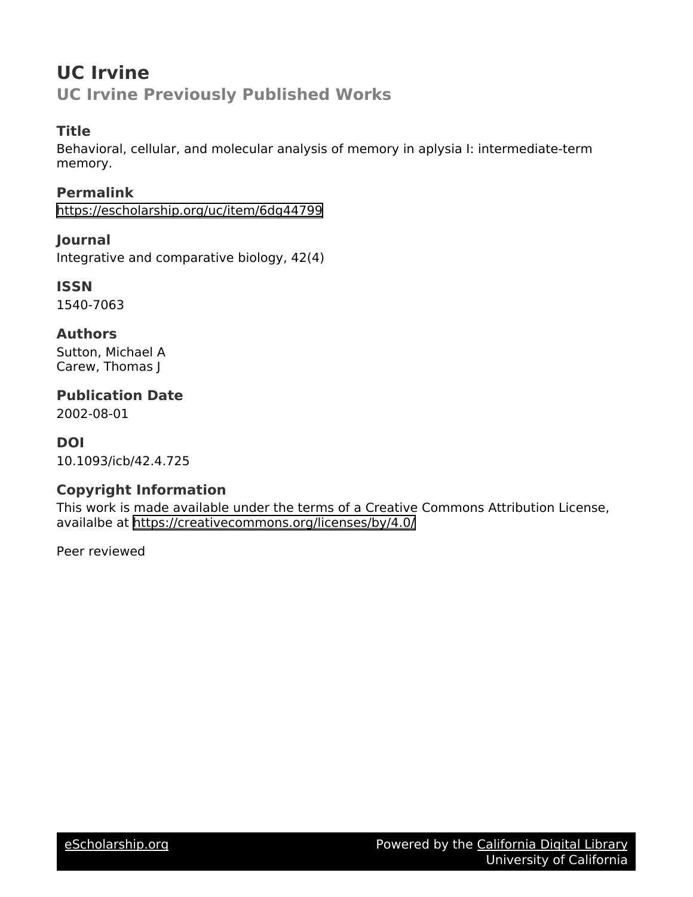# UC Irvine

## UC Irvine Previously Published Works

### Title

Behavioral, cellular, and molecular analysis of memory in aplysia I: intermediate-term memory.

### Permalink

https://escholarship.org/uc/item/6dg44799

### Journal

Integrative and comparative biology, 42(4)

### ISSN

1540-7063

### Authors

Sutton, Michael A
Carew, Thomas J

### Publication Date

2002-08-01

### DOI

10.1093/icb/42.4.725

### Copyright Information

This work is made available under the terms of a Creative Commons Attribution License, availalbe at https://creativecommons.org/licenses/by/4.0/

Peer reviewed

eScholarship.org | Powered by the California Digital Library, University of California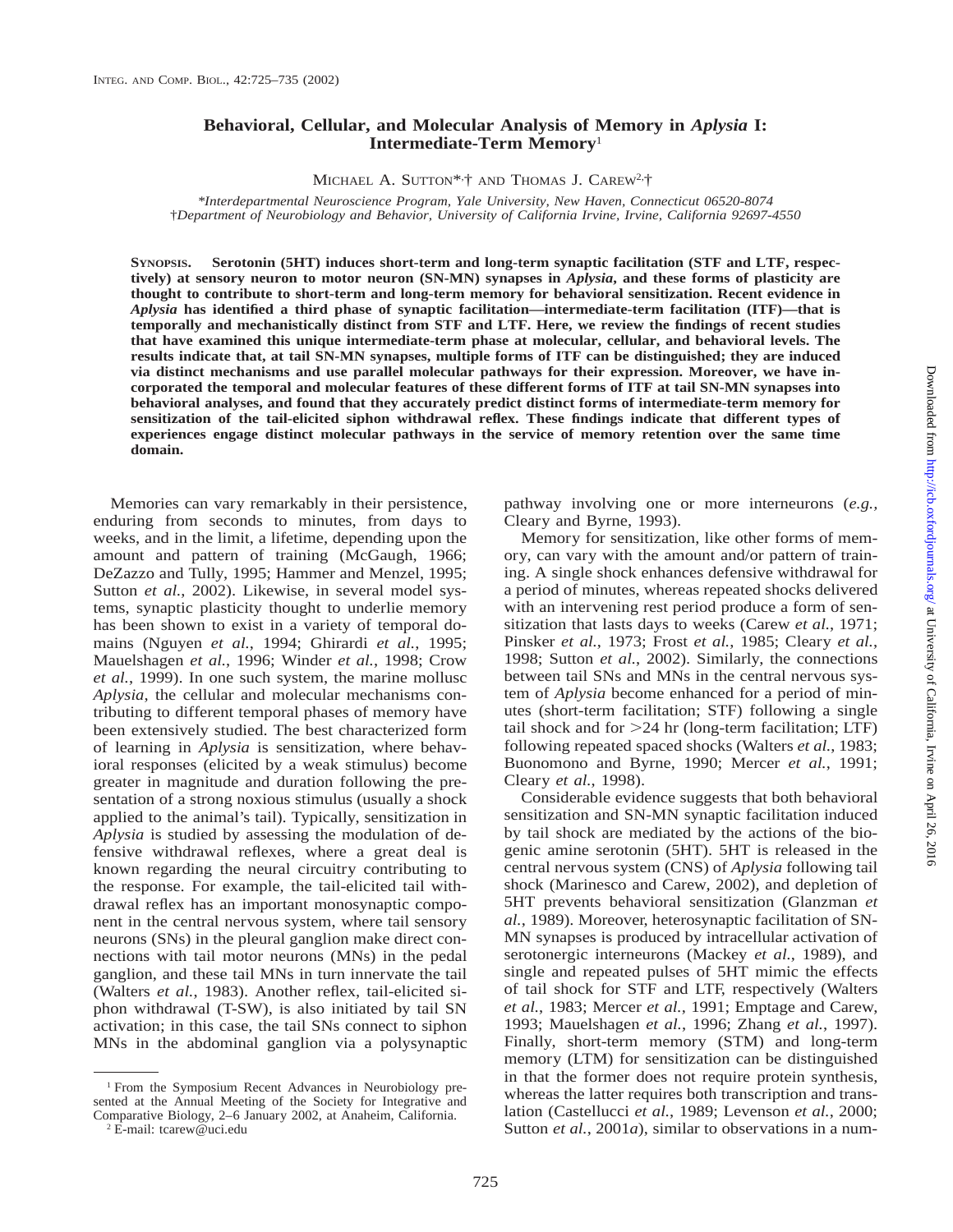# Behavioral, Cellular, and Molecular Analysis of Memory in *Aplysia* I: Intermediate-Term Memory[1]

MICHAEL A. SUTTON*,† AND THOMAS J. CAREW[2,†]

*Interdepartmental Neuroscience Program, Yale University, New Haven, Connecticut 06520-8074
†Department of Neurobiology and Behavior, University of California Irvine, Irvine, California 92697-4550

**SYNOPSIS. Serotonin (5HT) induces short-term and long-term synaptic facilitation (STF and LTF, respectively) at sensory neuron to motor neuron (SN-MN) synapses in *Aplysia*, and these forms of plasticity are thought to contribute to short-term and long-term memory for behavioral sensitization. Recent evidence in *Aplysia* has identified a third phase of synaptic facilitation—intermediate-term facilitation (ITF)—that is temporally and mechanistically distinct from STF and LTF. Here, we review the findings of recent studies that have examined this unique intermediate-term phase at molecular, cellular, and behavioral levels. The results indicate that, at tail SN-MN synapses, multiple forms of ITF can be distinguished; they are induced via distinct mechanisms and use parallel molecular pathways for their expression. Moreover, we have incorporated the temporal and molecular features of these different forms of ITF at tail SN-MN synapses into behavioral analyses, and found that they accurately predict distinct forms of intermediate-term memory for sensitization of the tail-elicited siphon withdrawal reflex. These findings indicate that different types of experiences engage distinct molecular pathways in the service of memory retention over the same time domain.**

Memories can vary remarkably in their persistence, enduring from seconds to minutes, from days to weeks, and in the limit, a lifetime, depending upon the amount and pattern of training (McGaugh, 1966; DeZazzo and Tully, 1995; Hammer and Menzel, 1995; Sutton *et al.*, 2002). Likewise, in several model systems, synaptic plasticity thought to underlie memory has been shown to exist in a variety of temporal domains (Nguyen *et al.*, 1994; Ghirardi *et al.*, 1995; Mauelshagen *et al.*, 1996; Winder *et al.*, 1998; Crow *et al.*, 1999). In one such system, the marine mollusc *Aplysia*, the cellular and molecular mechanisms contributing to different temporal phases of memory have been extensively studied. The best characterized form of learning in *Aplysia* is sensitization, where behavioral responses (elicited by a weak stimulus) become greater in magnitude and duration following the presentation of a strong noxious stimulus (usually a shock applied to the animal's tail). Typically, sensitization in *Aplysia* is studied by assessing the modulation of defensive withdrawal reflexes, where a great deal is known regarding the neural circuitry contributing to the response. For example, the tail-elicited tail withdrawal reflex has an important monosynaptic component in the central nervous system, where tail sensory neurons (SNs) in the pleural ganglion make direct connections with tail motor neurons (MNs) in the pedal ganglion, and these tail MNs in turn innervate the tail (Walters *et al.*, 1983). Another reflex, tail-elicited siphon withdrawal (T-SW), is also initiated by tail SN activation; in this case, the tail SNs connect to siphon MNs in the abdominal ganglion via a polysynaptic pathway involving one or more interneurons (*e.g.*, Cleary and Byrne, 1993).

Memory for sensitization, like other forms of memory, can vary with the amount and/or pattern of training. A single shock enhances defensive withdrawal for a period of minutes, whereas repeated shocks delivered with an intervening rest period produce a form of sensitization that lasts days to weeks (Carew *et al.*, 1971; Pinsker *et al.*, 1973; Frost *et al.*, 1985; Cleary *et al.*, 1998; Sutton *et al.*, 2002). Similarly, the connections between tail SNs and MNs in the central nervous system of *Aplysia* become enhanced for a period of minutes (short-term facilitation; STF) following a single tail shock and for >24 hr (long-term facilitation; LTF) following repeated spaced shocks (Walters *et al.*, 1983; Buonomono and Byrne, 1990; Mercer *et al.*, 1991; Cleary *et al.*, 1998).

Considerable evidence suggests that both behavioral sensitization and SN-MN synaptic facilitation induced by tail shock are mediated by the actions of the biogenic amine serotonin (5HT). 5HT is released in the central nervous system (CNS) of *Aplysia* following tail shock (Marinesco and Carew, 2002), and depletion of 5HT prevents behavioral sensitization (Glanzman *et al.*, 1989). Moreover, heterosynaptic facilitation of SN-MN synapses is produced by intracellular activation of serotonergic interneurons (Mackey *et al.*, 1989), and single and repeated pulses of 5HT mimic the effects of tail shock for STF and LTF, respectively (Walters *et al.*, 1983; Mercer *et al.*, 1991; Emptage and Carew, 1993; Mauelshagen *et al.*, 1996; Zhang *et al.*, 1997). Finally, short-term memory (STM) and long-term memory (LTM) for sensitization can be distinguished in that the former does not require protein synthesis, whereas the latter requires both transcription and translation (Castellucci *et al.*, 1989; Levenson *et al.*, 2000; Sutton *et al.*, 2001*a*), similar to observations in a num-

[1] From the Symposium Recent Advances in Neurobiology presented at the Annual Meeting of the Society for Integrative and Comparative Biology, 2–6 January 2002, at Anaheim, California.

[2] E-mail: tcarew@uci.edu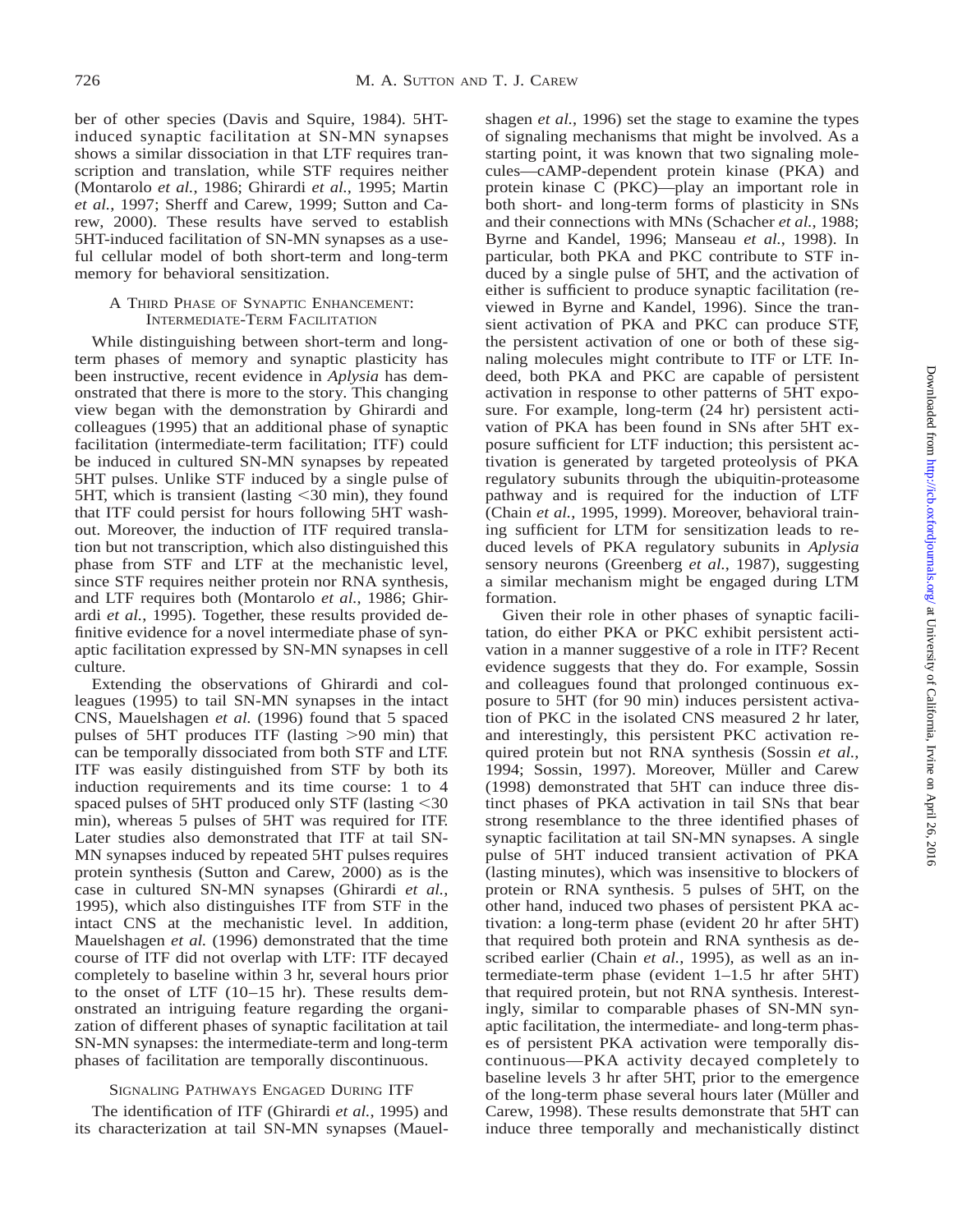ber of other species (Davis and Squire, 1984). 5HT-induced synaptic facilitation at SN-MN synapses shows a similar dissociation in that LTF requires transcription and translation, while STF requires neither (Montarolo *et al.*, 1986; Ghirardi *et al.*, 1995; Martin *et al.*, 1997; Sherff and Carew, 1999; Sutton and Carew, 2000). These results have served to establish 5HT-induced facilitation of SN-MN synapses as a useful cellular model of both short-term and long-term memory for behavioral sensitization.

## A Third Phase of Synaptic Enhancement: Intermediate-Term Facilitation

While distinguishing between short-term and long-term phases of memory and synaptic plasticity has been instructive, recent evidence in *Aplysia* has demonstrated that there is more to the story. This changing view began with the demonstration by Ghirardi and colleagues (1995) that an additional phase of synaptic facilitation (intermediate-term facilitation; ITF) could be induced in cultured SN-MN synapses by repeated 5HT pulses. Unlike STF induced by a single pulse of 5HT, which is transient (lasting <30 min), they found that ITF could persist for hours following 5HT washout. Moreover, the induction of ITF required translation but not transcription, which also distinguished this phase from STF and LTF at the mechanistic level, since STF requires neither protein nor RNA synthesis, and LTF requires both (Montarolo *et al.*, 1986; Ghirardi *et al.*, 1995). Together, these results provided definitive evidence for a novel intermediate phase of synaptic facilitation expressed by SN-MN synapses in cell culture.

Extending the observations of Ghirardi and colleagues (1995) to tail SN-MN synapses in the intact CNS, Mauelshagen *et al.* (1996) found that 5 spaced pulses of 5HT produces ITF (lasting >90 min) that can be temporally dissociated from both STF and LTF. ITF was easily distinguished from STF by both its induction requirements and its time course: 1 to 4 spaced pulses of 5HT produced only STF (lasting <30 min), whereas 5 pulses of 5HT was required for ITF. Later studies also demonstrated that ITF at tail SN-MN synapses induced by repeated 5HT pulses requires protein synthesis (Sutton and Carew, 2000) as is the case in cultured SN-MN synapses (Ghirardi *et al.*, 1995), which also distinguishes ITF from STF in the intact CNS at the mechanistic level. In addition, Mauelshagen *et al.* (1996) demonstrated that the time course of ITF did not overlap with LTF: ITF decayed completely to baseline within 3 hr, several hours prior to the onset of LTF (10–15 hr). These results demonstrated an intriguing feature regarding the organization of different phases of synaptic facilitation at tail SN-MN synapses: the intermediate-term and long-term phases of facilitation are temporally discontinuous.

## Signaling Pathways Engaged During ITF

The identification of ITF (Ghirardi *et al.*, 1995) and its characterization at tail SN-MN synapses (Mauelshagen *et al.*, 1996) set the stage to examine the types of signaling mechanisms that might be involved. As a starting point, it was known that two signaling molecules—cAMP-dependent protein kinase (PKA) and protein kinase C (PKC)—play an important role in both short- and long-term forms of plasticity in SNs and their connections with MNs (Schacher *et al.*, 1988; Byrne and Kandel, 1996; Manseau *et al.*, 1998). In particular, both PKA and PKC contribute to STF induced by a single pulse of 5HT, and the activation of either is sufficient to produce synaptic facilitation (reviewed in Byrne and Kandel, 1996). Since the transient activation of PKA and PKC can produce STF, the persistent activation of one or both of these signaling molecules might contribute to ITF or LTF. Indeed, both PKA and PKC are capable of persistent activation in response to other patterns of 5HT exposure. For example, long-term (24 hr) persistent activation of PKA has been found in SNs after 5HT exposure sufficient for LTF induction; this persistent activation is generated by targeted proteolysis of PKA regulatory subunits through the ubiquitin-proteasome pathway and is required for the induction of LTF (Chain *et al.*, 1995, 1999). Moreover, behavioral training sufficient for LTM for sensitization leads to reduced levels of PKA regulatory subunits in *Aplysia* sensory neurons (Greenberg *et al.*, 1987), suggesting a similar mechanism might be engaged during LTM formation.

Given their role in other phases of synaptic facilitation, do either PKA or PKC exhibit persistent activation in a manner suggestive of a role in ITF? Recent evidence suggests that they do. For example, Sossin and colleagues found that prolonged continuous exposure to 5HT (for 90 min) induces persistent activation of PKC in the isolated CNS measured 2 hr later, and interestingly, this persistent PKC activation required protein but not RNA synthesis (Sossin *et al.*, 1994; Sossin, 1997). Moreover, Müller and Carew (1998) demonstrated that 5HT can induce three distinct phases of PKA activation in tail SNs that bear strong resemblance to the three identified phases of synaptic facilitation at tail SN-MN synapses. A single pulse of 5HT induced transient activation of PKA (lasting minutes), which was insensitive to blockers of protein or RNA synthesis. 5 pulses of 5HT, on the other hand, induced two phases of persistent PKA activation: a long-term phase (evident 20 hr after 5HT) that required both protein and RNA synthesis as described earlier (Chain *et al.*, 1995), as well as an intermediate-term phase (evident 1–1.5 hr after 5HT) that required protein, but not RNA synthesis. Interestingly, similar to comparable phases of SN-MN synaptic facilitation, the intermediate- and long-term phases of persistent PKA activation were temporally discontinuous—PKA activity decayed completely to baseline levels 3 hr after 5HT, prior to the emergence of the long-term phase several hours later (Müller and Carew, 1998). These results demonstrate that 5HT can induce three temporally and mechanistically distinct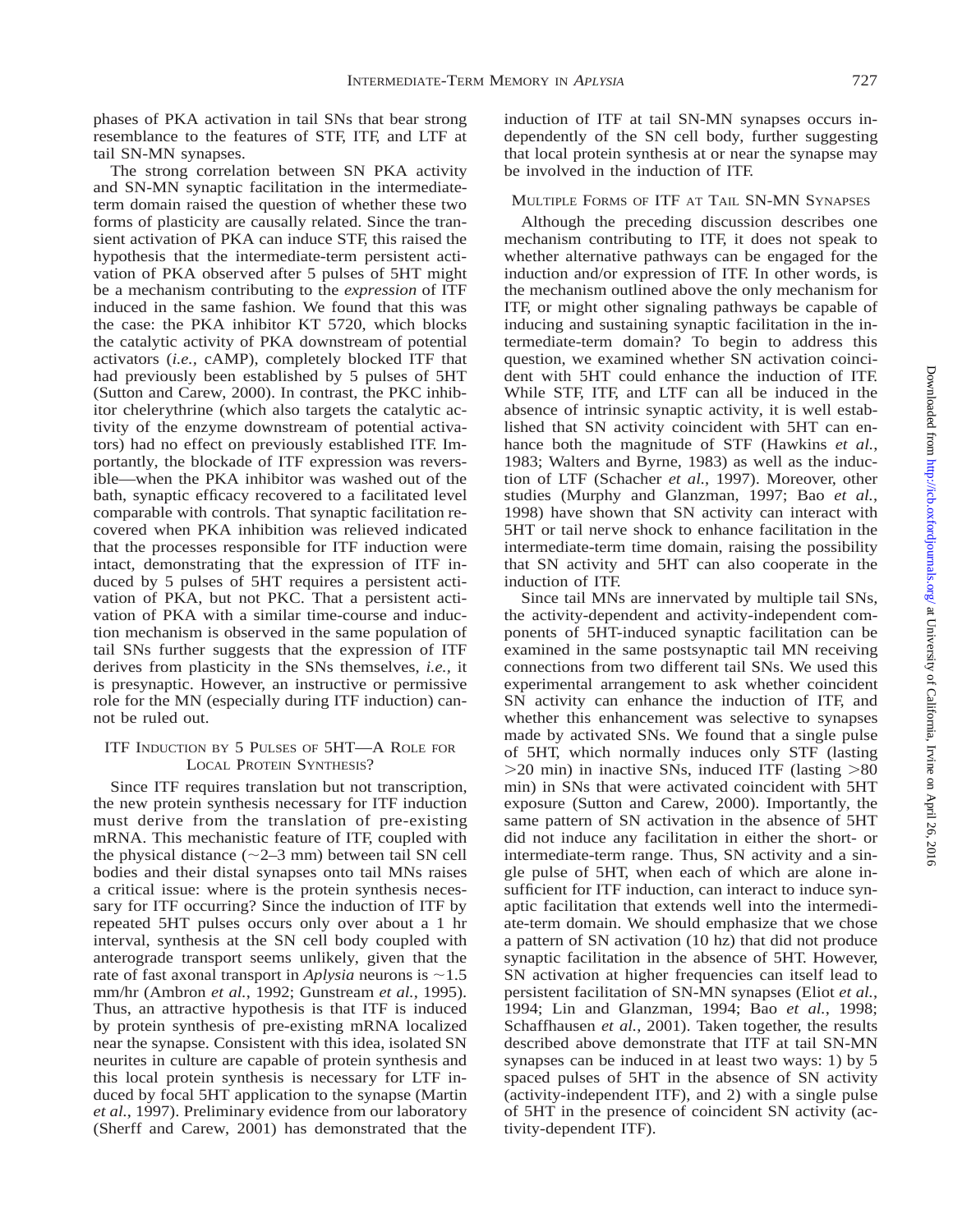phases of PKA activation in tail SNs that bear strong resemblance to the features of STF, ITF, and LTF at tail SN-MN synapses.

The strong correlation between SN PKA activity and SN-MN synaptic facilitation in the intermediate-term domain raised the question of whether these two forms of plasticity are causally related. Since the transient activation of PKA can induce STF, this raised the hypothesis that the intermediate-term persistent activation of PKA observed after 5 pulses of 5HT might be a mechanism contributing to the *expression* of ITF induced in the same fashion. We found that this was the case: the PKA inhibitor KT 5720, which blocks the catalytic activity of PKA downstream of potential activators (*i.e.*, cAMP), completely blocked ITF that had previously been established by 5 pulses of 5HT (Sutton and Carew, 2000). In contrast, the PKC inhibitor chelerythrine (which also targets the catalytic activity of the enzyme downstream of potential activators) had no effect on previously established ITF. Importantly, the blockade of ITF expression was reversible—when the PKA inhibitor was washed out of the bath, synaptic efficacy recovered to a facilitated level comparable with controls. That synaptic facilitation recovered when PKA inhibition was relieved indicated that the processes responsible for ITF induction were intact, demonstrating that the expression of ITF induced by 5 pulses of 5HT requires a persistent activation of PKA, but not PKC. That a persistent activation of PKA with a similar time-course and induction mechanism is observed in the same population of tail SNs further suggests that the expression of ITF derives from plasticity in the SNs themselves, *i.e.*, it is presynaptic. However, an instructive or permissive role for the MN (especially during ITF induction) cannot be ruled out.

## ITF Induction by 5 Pulses of 5HT—A Role for Local Protein Synthesis?

Since ITF requires translation but not transcription, the new protein synthesis necessary for ITF induction must derive from the translation of pre-existing mRNA. This mechanistic feature of ITF, coupled with the physical distance (~2–3 mm) between tail SN cell bodies and their distal synapses onto tail MNs raises a critical issue: where is the protein synthesis necessary for ITF occurring? Since the induction of ITF by repeated 5HT pulses occurs only over about a 1 hr interval, synthesis at the SN cell body coupled with anterograde transport seems unlikely, given that the rate of fast axonal transport in *Aplysia* neurons is ~1.5 mm/hr (Ambron *et al.*, 1992; Gunstream *et al.*, 1995). Thus, an attractive hypothesis is that ITF is induced by protein synthesis of pre-existing mRNA localized near the synapse. Consistent with this idea, isolated SN neurites in culture are capable of protein synthesis and this local protein synthesis is necessary for LTF induced by focal 5HT application to the synapse (Martin *et al.*, 1997). Preliminary evidence from our laboratory (Sherff and Carew, 2001) has demonstrated that the induction of ITF at tail SN-MN synapses occurs independently of the SN cell body, further suggesting that local protein synthesis at or near the synapse may be involved in the induction of ITF.

## Multiple Forms of ITF at Tail SN-MN Synapses

Although the preceding discussion describes one mechanism contributing to ITF, it does not speak to whether alternative pathways can be engaged for the induction and/or expression of ITF. In other words, is the mechanism outlined above the only mechanism for ITF, or might other signaling pathways be capable of inducing and sustaining synaptic facilitation in the intermediate-term domain? To begin to address this question, we examined whether SN activation coincident with 5HT could enhance the induction of ITF. While STF, ITF, and LTF can all be induced in the absence of intrinsic synaptic activity, it is well established that SN activity coincident with 5HT can enhance both the magnitude of STF (Hawkins *et al.*, 1983; Walters and Byrne, 1983) as well as the induction of LTF (Schacher *et al.*, 1997). Moreover, other studies (Murphy and Glanzman, 1997; Bao *et al.*, 1998) have shown that SN activity can interact with 5HT or tail nerve shock to enhance facilitation in the intermediate-term time domain, raising the possibility that SN activity and 5HT can also cooperate in the induction of ITF.

Since tail MNs are innervated by multiple tail SNs, the activity-dependent and activity-independent components of 5HT-induced synaptic facilitation can be examined in the same postsynaptic tail MN receiving connections from two different tail SNs. We used this experimental arrangement to ask whether coincident SN activity can enhance the induction of ITF, and whether this enhancement was selective to synapses made by activated SNs. We found that a single pulse of 5HT, which normally induces only STF (lasting >20 min) in inactive SNs, induced ITF (lasting >80 min) in SNs that were activated coincident with 5HT exposure (Sutton and Carew, 2000). Importantly, the same pattern of SN activation in the absence of 5HT did not induce any facilitation in either the short- or intermediate-term range. Thus, SN activity and a single pulse of 5HT, when each of which are alone insufficient for ITF induction, can interact to induce synaptic facilitation that extends well into the intermediate-term domain. We should emphasize that we chose a pattern of SN activation (10 hz) that did not produce synaptic facilitation in the absence of 5HT. However, SN activation at higher frequencies can itself lead to persistent facilitation of SN-MN synapses (Eliot *et al.*, 1994; Lin and Glanzman, 1994; Bao *et al.*, 1998; Schaffhausen *et al.*, 2001). Taken together, the results described above demonstrate that ITF at tail SN-MN synapses can be induced in at least two ways: 1) by 5 spaced pulses of 5HT in the absence of SN activity (activity-independent ITF), and 2) with a single pulse of 5HT in the presence of coincident SN activity (activity-dependent ITF).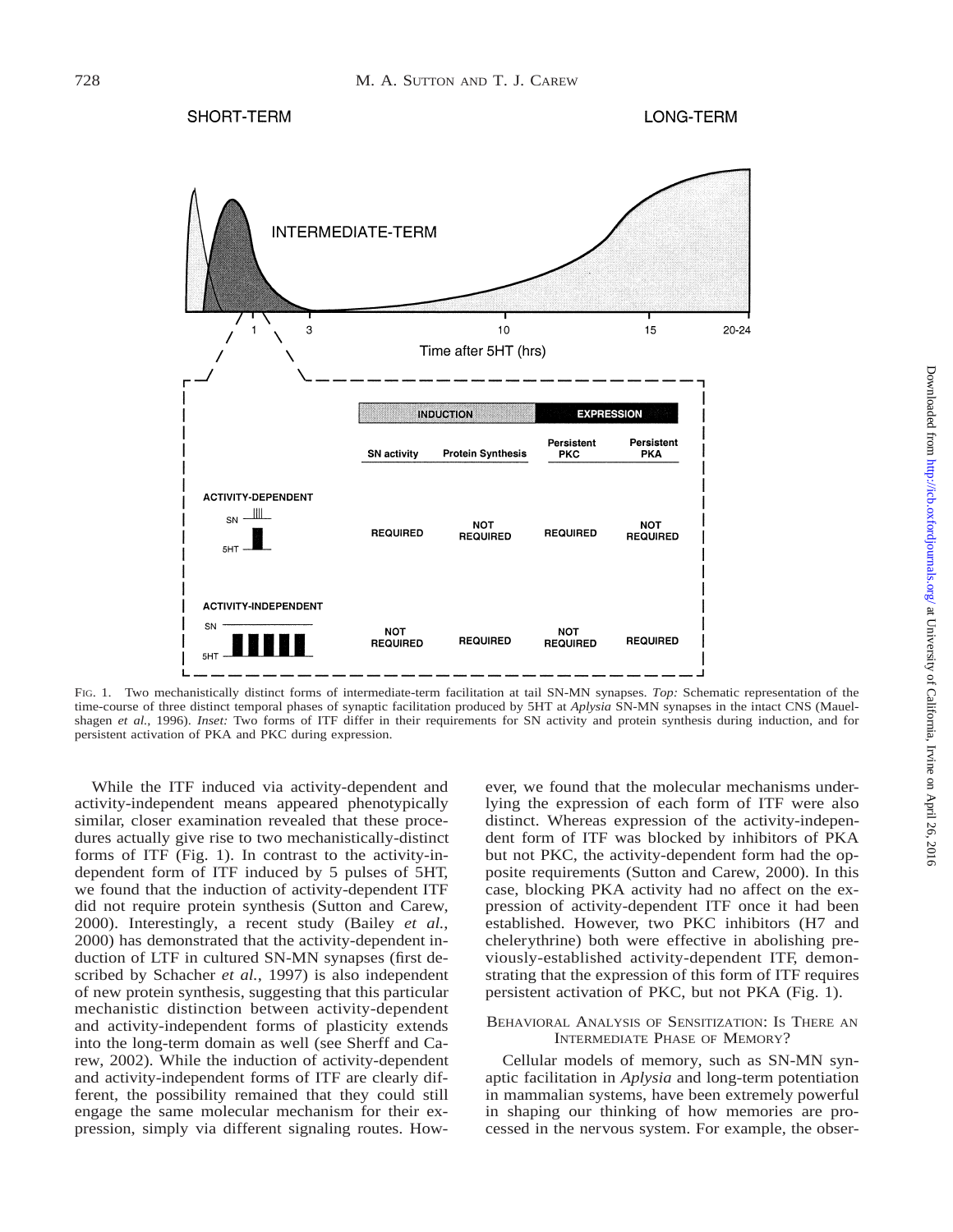FIG. 1. Two mechanistically distinct forms of intermediate-term facilitation at tail SN-MN synapses. *Top:* Schematic representation of the time-course of three distinct temporal phases of synaptic facilitation produced by 5HT at *Aplysia* SN-MN synapses in the intact CNS (Mauelshagen *et al.*, 1996). *Inset:* Two forms of ITF differ in their requirements for SN activity and protein synthesis during induction, and for persistent activation of PKA and PKC during expression.

While the ITF induced via activity-dependent and activity-independent means appeared phenotypically similar, closer examination revealed that these procedures actually give rise to two mechanistically-distinct forms of ITF (Fig. 1). In contrast to the activity-independent form of ITF induced by 5 pulses of 5HT, we found that the induction of activity-dependent ITF did not require protein synthesis (Sutton and Carew, 2000). Interestingly, a recent study (Bailey *et al.*, 2000) has demonstrated that the activity-dependent induction of LTF in cultured SN-MN synapses (first described by Schacher *et al.*, 1997) is also independent of new protein synthesis, suggesting that this particular mechanistic distinction between activity-dependent and activity-independent forms of plasticity extends into the long-term domain as well (see Sherff and Carew, 2002). While the induction of activity-dependent and activity-independent forms of ITF are clearly different, the possibility remained that they could still engage the same molecular mechanism for their expression, simply via different signaling routes. However, we found that the molecular mechanisms underlying the expression of each form of ITF were also distinct. Whereas expression of the activity-independent form of ITF was blocked by inhibitors of PKA but not PKC, the activity-dependent form had the opposite requirements (Sutton and Carew, 2000). In this case, blocking PKA activity had no affect on the expression of activity-dependent ITF once it had been established. However, two PKC inhibitors (H7 and chelerythrine) both were effective in abolishing previously-established activity-dependent ITF, demonstrating that the expression of this form of ITF requires persistent activation of PKC, but not PKA (Fig. 1).

## Behavioral Analysis of Sensitization: Is There an Intermediate Phase of Memory?

Cellular models of memory, such as SN-MN synaptic facilitation in *Aplysia* and long-term potentiation in mammalian systems, have been extremely powerful in shaping our thinking of how memories are processed in the nervous system. For example, the obser-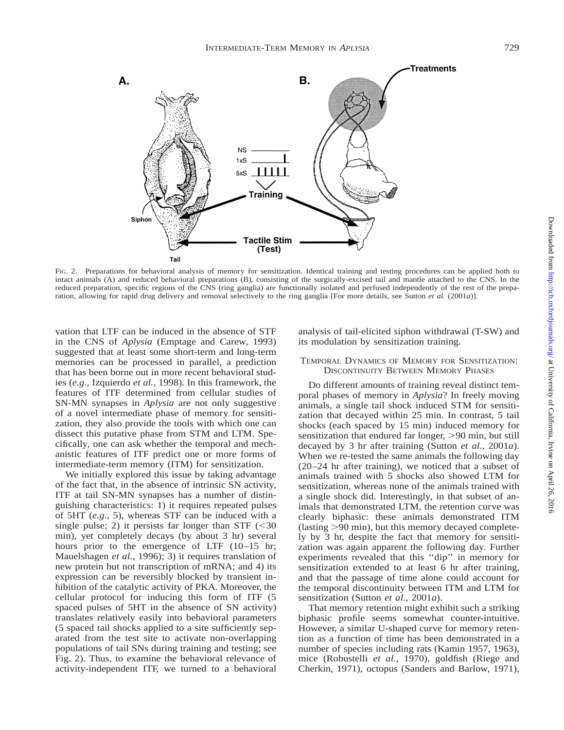FIG. 2. Preparations for behavioral analysis of memory for sensitization. Identical training and testing procedures can be applied both to intact animals (A) and reduced behavioral preparations (B), consisting of the surgically-excised tail and mantle attached to the CNS. In the reduced preparation, specific regions of the CNS (ring ganglia) are functionally isolated and perfused independently of the rest of the preparation, allowing for rapid drug delivery and removal selectively to the ring ganglia [For more details, see Sutton *et al.* (2001*a*)].

vation that LTF can be induced in the absence of STF in the CNS of *Aplysia* (Emptage and Carew, 1993) suggested that at least some short-term and long-term memories can be processed in parallel, a prediction that has been borne out in more recent behavioral studies (*e.g.,* Izquierdo *et al.*, 1998). In this framework, the features of ITF determined from cellular studies of SN-MN synapses in *Aplysia* are not only suggestive of a novel intermediate phase of memory for sensitization, they also provide the tools with which one can dissect this putative phase from STM and LTM. Specifically, one can ask whether the temporal and mechanistic features of ITF predict one or more forms of intermediate-term memory (ITM) for sensitization.

We initially explored this issue by taking advantage of the fact that, in the absence of intrinsic SN activity, ITF at tail SN-MN synapses has a number of distinguishing characteristics: 1) it requires repeated pulses of 5HT (*e.g.,* 5), whereas STF can be induced with a single pulse; 2) it persists far longer than STF (<30 min), yet completely decays (by about 3 hr) several hours prior to the emergence of LTF (10–15 hr; Mauelshagen *et al.*, 1996); 3) it requires translation of new protein but not transcription of mRNA; and 4) its expression can be reversibly blocked by transient inhibition of the catalytic activity of PKA. Moreover, the cellular protocol for inducing this form of ITF (5 spaced pulses of 5HT in the absence of SN activity) translates relatively easily into behavioral parameters (5 spaced tail shocks applied to a site sufficiently separated from the test site to activate non-overlapping populations of tail SNs during training and testing; see Fig. 2). Thus, to examine the behavioral relevance of activity-independent ITF, we turned to a behavioral analysis of tail-elicited siphon withdrawal (T-SW) and its modulation by sensitization training.

## TEMPORAL DYNAMICS OF MEMORY FOR SENSITIZATION: DISCONTINUITY BETWEEN MEMORY PHASES

Do different amounts of training reveal distinct temporal phases of memory in *Aplysia*? In freely moving animals, a single tail shock induced STM for sensitization that decayed within 25 min. In contrast, 5 tail shocks (each spaced by 15 min) induced memory for sensitization that endured far longer, >90 min, but still decayed by 3 hr after training (Sutton *et al.*, 2001*a*). When we re-tested the same animals the following day (20–24 hr after training), we noticed that a subset of animals trained with 5 shocks also showed LTM for sensitization, whereas none of the animals trained with a single shock did. Interestingly, in that subset of animals that demonstrated LTM, the retention curve was clearly biphasic: these animals demonstrated ITM (lasting >90 min), but this memory decayed completely by 3 hr, despite the fact that memory for sensitization was again apparent the following day. Further experiments revealed that this ''dip'' in memory for sensitization extended to at least 6 hr after training, and that the passage of time alone could account for the temporal discontinuity between ITM and LTM for sensitization (Sutton *et al.*, 2001*a*).

That memory retention might exhibit such a striking biphasic profile seems somewhat counter-intuitive. However, a similar U-shaped curve for memory retention as a function of time has been demonstrated in a number of species including rats (Kamin 1957, 1963), mice (Robustelli *et al.*, 1970), goldfish (Riege and Cherkin, 1971), octopus (Sanders and Barlow, 1971),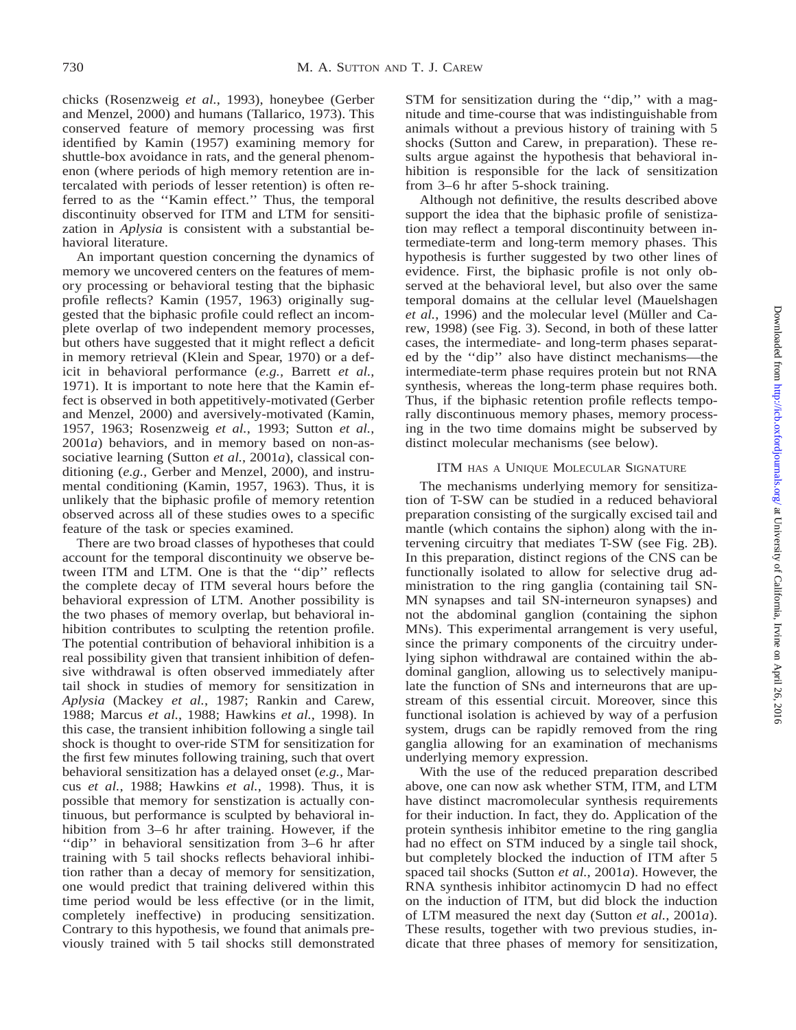chicks (Rosenzweig *et al.*, 1993), honeybee (Gerber and Menzel, 2000) and humans (Tallarico, 1973). This conserved feature of memory processing was first identified by Kamin (1957) examining memory for shuttle-box avoidance in rats, and the general phenomenon (where periods of high memory retention are intercalated with periods of lesser retention) is often referred to as the ''Kamin effect.'' Thus, the temporal discontinuity observed for ITM and LTM for sensitization in *Aplysia* is consistent with a substantial behavioral literature.

An important question concerning the dynamics of memory we uncovered centers on the features of memory processing or behavioral testing that the biphasic profile reflects? Kamin (1957, 1963) originally suggested that the biphasic profile could reflect an incomplete overlap of two independent memory processes, but others have suggested that it might reflect a deficit in memory retrieval (Klein and Spear, 1970) or a deficit in behavioral performance (*e.g.,* Barrett *et al.*, 1971). It is important to note here that the Kamin effect is observed in both appetitively-motivated (Gerber and Menzel, 2000) and aversively-motivated (Kamin, 1957, 1963; Rosenzweig *et al.*, 1993; Sutton *et al.*, 2001*a*) behaviors, and in memory based on non-associative learning (Sutton *et al.*, 2001*a*), classical conditioning (*e.g.,* Gerber and Menzel, 2000), and instrumental conditioning (Kamin, 1957, 1963). Thus, it is unlikely that the biphasic profile of memory retention observed across all of these studies owes to a specific feature of the task or species examined.

There are two broad classes of hypotheses that could account for the temporal discontinuity we observe between ITM and LTM. One is that the ''dip'' reflects the complete decay of ITM several hours before the behavioral expression of LTM. Another possibility is the two phases of memory overlap, but behavioral inhibition contributes to sculpting the retention profile. The potential contribution of behavioral inhibition is a real possibility given that transient inhibition of defensive withdrawal is often observed immediately after tail shock in studies of memory for sensitization in *Aplysia* (Mackey *et al.*, 1987; Rankin and Carew, 1988; Marcus *et al.*, 1988; Hawkins *et al.*, 1998). In this case, the transient inhibition following a single tail shock is thought to over-ride STM for sensitization for the first few minutes following training, such that overt behavioral sensitization has a delayed onset (*e.g.,* Marcus *et al.*, 1988; Hawkins *et al.*, 1998). Thus, it is possible that memory for senstization is actually continuous, but performance is sculpted by behavioral inhibition from 3–6 hr after training. However, if the ''dip'' in behavioral sensitization from 3–6 hr after training with 5 tail shocks reflects behavioral inhibition rather than a decay of memory for sensitization, one would predict that training delivered within this time period would be less effective (or in the limit, completely ineffective) in producing sensitization. Contrary to this hypothesis, we found that animals previously trained with 5 tail shocks still demonstrated STM for sensitization during the ''dip,'' with a magnitude and time-course that was indistinguishable from animals without a previous history of training with 5 shocks (Sutton and Carew, in preparation). These results argue against the hypothesis that behavioral inhibition is responsible for the lack of sensitization from 3–6 hr after 5-shock training.

Although not definitive, the results described above support the idea that the biphasic profile of senistization may reflect a temporal discontinuity between intermediate-term and long-term memory phases. This hypothesis is further suggested by two other lines of evidence. First, the biphasic profile is not only observed at the behavioral level, but also over the same temporal domains at the cellular level (Mauelshagen *et al.*, 1996) and the molecular level (Müller and Carew, 1998) (see Fig. 3). Second, in both of these latter cases, the intermediate- and long-term phases separated by the ''dip'' also have distinct mechanisms—the intermediate-term phase requires protein but not RNA synthesis, whereas the long-term phase requires both. Thus, if the biphasic retention profile reflects temporally discontinuous memory phases, memory processing in the two time domains might be subserved by distinct molecular mechanisms (see below).

## ITM has a Unique Molecular Signature

The mechanisms underlying memory for sensitization of T-SW can be studied in a reduced behavioral preparation consisting of the surgically excised tail and mantle (which contains the siphon) along with the intervening circuitry that mediates T-SW (see Fig. 2B). In this preparation, distinct regions of the CNS can be functionally isolated to allow for selective drug administration to the ring ganglia (containing tail SN-MN synapses and tail SN-interneuron synapses) and not the abdominal ganglion (containing the siphon MNs). This experimental arrangement is very useful, since the primary components of the circuitry underlying siphon withdrawal are contained within the abdominal ganglion, allowing us to selectively manipulate the function of SNs and interneurons that are upstream of this essential circuit. Moreover, since this functional isolation is achieved by way of a perfusion system, drugs can be rapidly removed from the ring ganglia allowing for an examination of mechanisms underlying memory expression.

With the use of the reduced preparation described above, one can now ask whether STM, ITM, and LTM have distinct macromolecular synthesis requirements for their induction. In fact, they do. Application of the protein synthesis inhibitor emetine to the ring ganglia had no effect on STM induced by a single tail shock, but completely blocked the induction of ITM after 5 spaced tail shocks (Sutton *et al.*, 2001*a*). However, the RNA synthesis inhibitor actinomycin D had no effect on the induction of ITM, but did block the induction of LTM measured the next day (Sutton *et al.*, 2001*a*). These results, together with two previous studies, indicate that three phases of memory for sensitization,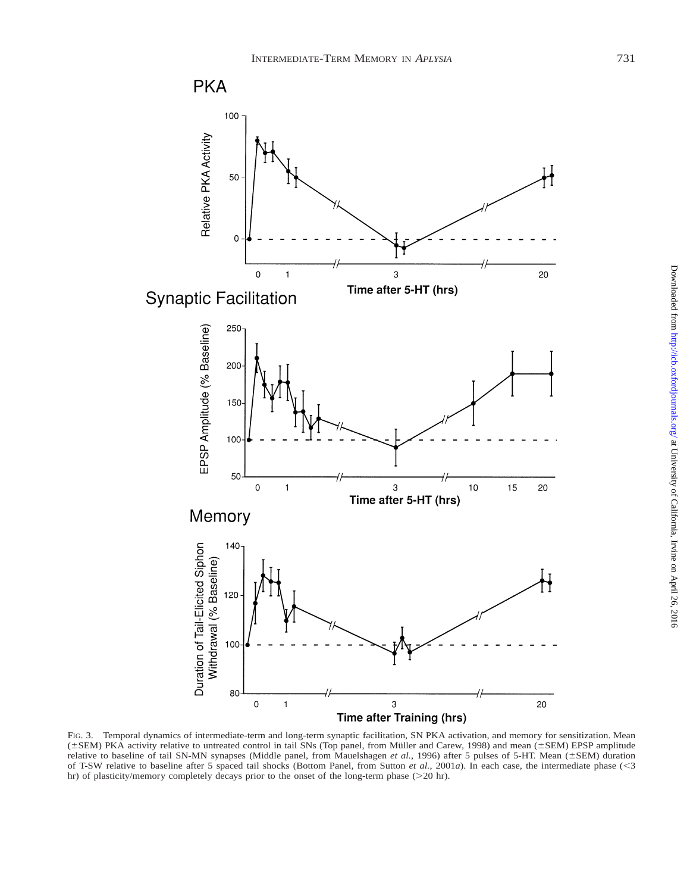FIG. 3. Temporal dynamics of intermediate-term and long-term synaptic facilitation, SN PKA activation, and memory for sensitization. Mean (±SEM) PKA activity relative to untreated control in tail SNs (Top panel, from Müller and Carew, 1998) and mean (±SEM) EPSP amplitude relative to baseline of tail SN-MN synapses (Middle panel, from Mauelshagen *et al.*, 1996) after 5 pulses of 5-HT. Mean (±SEM) duration of T-SW relative to baseline after 5 spaced tail shocks (Bottom Panel, from Sutton *et al.*, 2001*a*). In each case, the intermediate phase (<3 hr) of plasticity/memory completely decays prior to the onset of the long-term phase (>20 hr).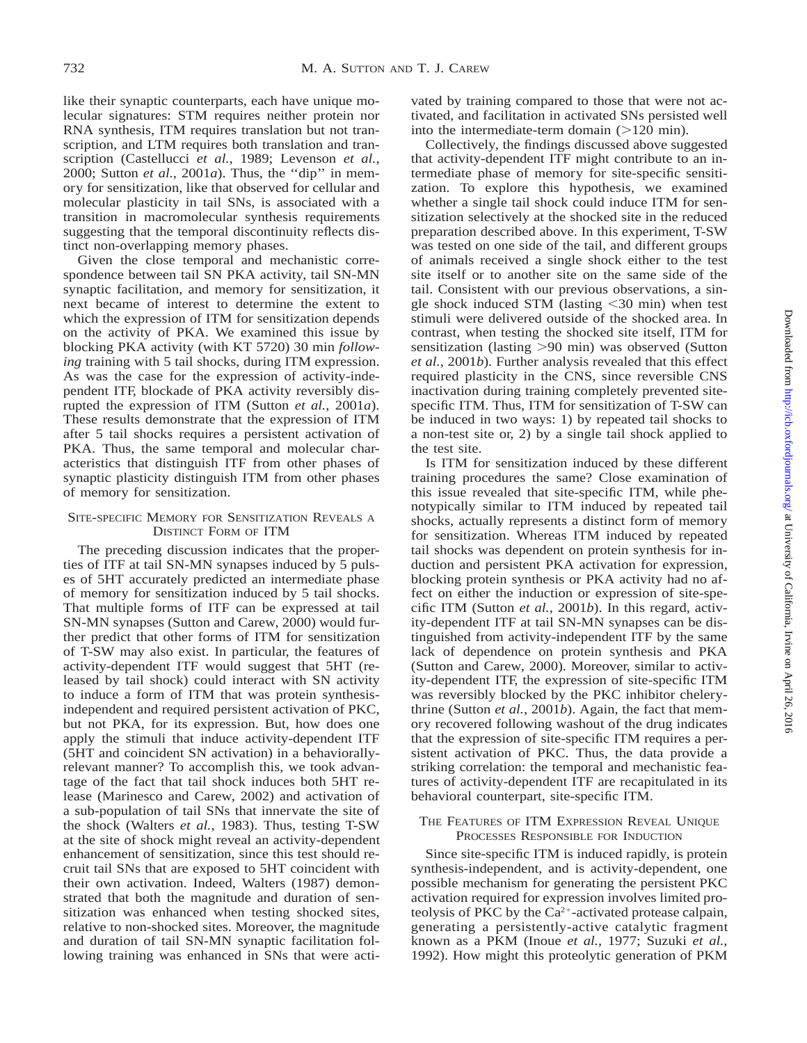like their synaptic counterparts, each have unique molecular signatures: STM requires neither protein nor RNA synthesis, ITM requires translation but not transcription, and LTM requires both translation and transcription (Castellucci *et al.*, 1989; Levenson *et al.*, 2000; Sutton *et al.*, 2001*a*). Thus, the ''dip'' in memory for sensitization, like that observed for cellular and molecular plasticity in tail SNs, is associated with a transition in macromolecular synthesis requirements suggesting that the temporal discontinuity reflects distinct non-overlapping memory phases.

Given the close temporal and mechanistic correspondence between tail SN PKA activity, tail SN-MN synaptic facilitation, and memory for sensitization, it next became of interest to determine the extent to which the expression of ITM for sensitization depends on the activity of PKA. We examined this issue by blocking PKA activity (with KT 5720) 30 min *following* training with 5 tail shocks, during ITM expression. As was the case for the expression of activity-independent ITF, blockade of PKA activity reversibly disrupted the expression of ITM (Sutton *et al.*, 2001*a*). These results demonstrate that the expression of ITM after 5 tail shocks requires a persistent activation of PKA. Thus, the same temporal and molecular characteristics that distinguish ITF from other phases of synaptic plasticity distinguish ITM from other phases of memory for sensitization.

## Site-specific Memory for Sensitization Reveals a Distinct Form of ITM

The preceding discussion indicates that the properties of ITF at tail SN-MN synapses induced by 5 pulses of 5HT accurately predicted an intermediate phase of memory for sensitization induced by 5 tail shocks. That multiple forms of ITF can be expressed at tail SN-MN synapses (Sutton and Carew, 2000) would further predict that other forms of ITM for sensitization of T-SW may also exist. In particular, the features of activity-dependent ITF would suggest that 5HT (released by tail shock) could interact with SN activity to induce a form of ITM that was protein synthesis-independent and required persistent activation of PKC, but not PKA, for its expression. But, how does one apply the stimuli that induce activity-dependent ITF (5HT and coincident SN activation) in a behaviorally-relevant manner? To accomplish this, we took advantage of the fact that tail shock induces both 5HT release (Marinesco and Carew, 2002) and activation of a sub-population of tail SNs that innervate the site of the shock (Walters *et al.*, 1983). Thus, testing T-SW at the site of shock might reveal an activity-dependent enhancement of sensitization, since this test should recruit tail SNs that are exposed to 5HT coincident with their own activation. Indeed, Walters (1987) demonstrated that both the magnitude and duration of sensitization was enhanced when testing shocked sites, relative to non-shocked sites. Moreover, the magnitude and duration of tail SN-MN synaptic facilitation following training was enhanced in SNs that were activated by training compared to those that were not activated, and facilitation in activated SNs persisted well into the intermediate-term domain (>120 min).

Collectively, the findings discussed above suggested that activity-dependent ITF might contribute to an intermediate phase of memory for site-specific sensitization. To explore this hypothesis, we examined whether a single tail shock could induce ITM for sensitization selectively at the shocked site in the reduced preparation described above. In this experiment, T-SW was tested on one side of the tail, and different groups of animals received a single shock either to the test site itself or to another site on the same side of the tail. Consistent with our previous observations, a single shock induced STM (lasting <30 min) when test stimuli were delivered outside of the shocked area. In contrast, when testing the shocked site itself, ITM for sensitization (lasting >90 min) was observed (Sutton *et al.*, 2001*b*). Further analysis revealed that this effect required plasticity in the CNS, since reversible CNS inactivation during training completely prevented site-specific ITM. Thus, ITM for sensitization of T-SW can be induced in two ways: 1) by repeated tail shocks to a non-test site or, 2) by a single tail shock applied to the test site.

Is ITM for sensitization induced by these different training procedures the same? Close examination of this issue revealed that site-specific ITM, while phenotypically similar to ITM induced by repeated tail shocks, actually represents a distinct form of memory for sensitization. Whereas ITM induced by repeated tail shocks was dependent on protein synthesis for induction and persistent PKA activation for expression, blocking protein synthesis or PKA activity had no affect on either the induction or expression of site-specific ITM (Sutton *et al.*, 2001*b*). In this regard, activity-dependent ITF at tail SN-MN synapses can be distinguished from activity-independent ITF by the same lack of dependence on protein synthesis and PKA (Sutton and Carew, 2000). Moreover, similar to activity-dependent ITF, the expression of site-specific ITM was reversibly blocked by the PKC inhibitor chelerythrine (Sutton *et al.*, 2001*b*). Again, the fact that memory recovered following washout of the drug indicates that the expression of site-specific ITM requires a persistent activation of PKC. Thus, the data provide a striking correlation: the temporal and mechanistic features of activity-dependent ITF are recapitulated in its behavioral counterpart, site-specific ITM.

## The Features of ITM Expression Reveal Unique Processes Responsible for Induction

Since site-specific ITM is induced rapidly, is protein synthesis-independent, and is activity-dependent, one possible mechanism for generating the persistent PKC activation required for expression involves limited proteolysis of PKC by the $Ca^{2+}$-activated protease calpain, generating a persistently-active catalytic fragment known as a PKM (Inoue *et al.*, 1977; Suzuki *et al.*, 1992). How might this proteolytic generation of PKM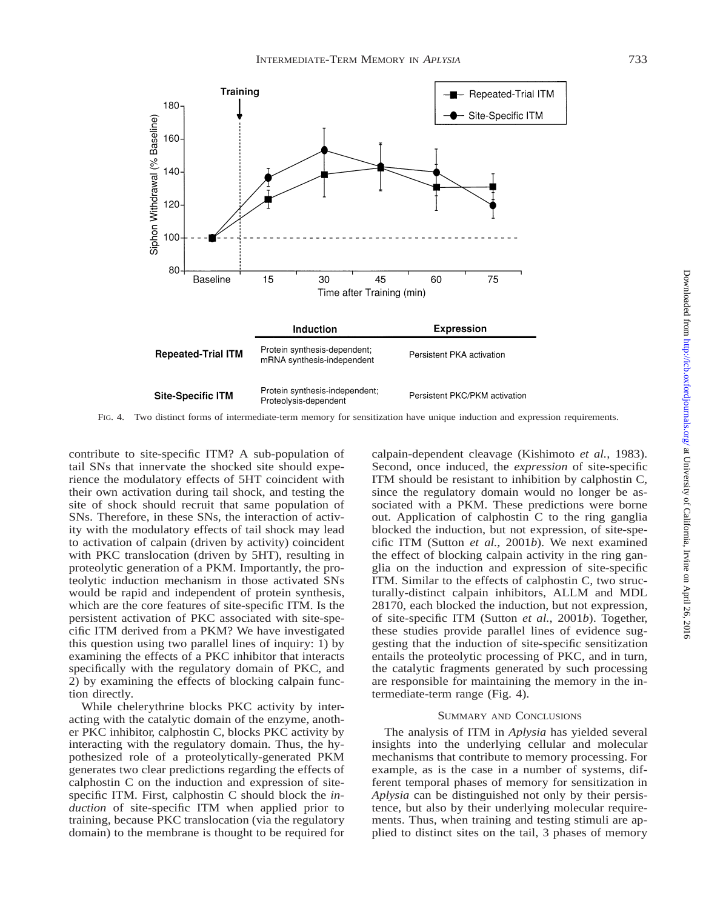| | Induction | Expression |
|---|---|---|
| **Repeated-Trial ITM** | Protein synthesis-dependent; mRNA synthesis-independent | Persistent PKA activation |
| **Site-Specific ITM** | Protein synthesis-independent; Proteolysis-dependent | Persistent PKC/PKM activation |

FIG. 4. Two distinct forms of intermediate-term memory for sensitization have unique induction and expression requirements.

contribute to site-specific ITM? A sub-population of tail SNs that innervate the shocked site should experience the modulatory effects of 5HT coincident with their own activation during tail shock, and testing the site of shock should recruit that same population of SNs. Therefore, in these SNs, the interaction of activity with the modulatory effects of tail shock may lead to activation of calpain (driven by activity) coincident with PKC translocation (driven by 5HT), resulting in proteolytic generation of a PKM. Importantly, the proteolytic induction mechanism in those activated SNs would be rapid and independent of protein synthesis, which are the core features of site-specific ITM. Is the persistent activation of PKC associated with site-specific ITM derived from a PKM? We have investigated this question using two parallel lines of inquiry: 1) by examining the effects of a PKC inhibitor that interacts specifically with the regulatory domain of PKC, and 2) by examining the effects of blocking calpain function directly.

While chelerythrine blocks PKC activity by interacting with the catalytic domain of the enzyme, another PKC inhibitor, calphostin C, blocks PKC activity by interacting with the regulatory domain. Thus, the hypothesized role of a proteolytically-generated PKM generates two clear predictions regarding the effects of calphostin C on the induction and expression of site-specific ITM. First, calphostin C should block the *induction* of site-specific ITM when applied prior to training, because PKC translocation (via the regulatory domain) to the membrane is thought to be required for calpain-dependent cleavage (Kishimoto *et al.*, 1983). Second, once induced, the *expression* of site-specific ITM should be resistant to inhibition by calphostin C, since the regulatory domain would no longer be associated with a PKM. These predictions were borne out. Application of calphostin C to the ring ganglia blocked the induction, but not expression, of site-specific ITM (Sutton *et al.*, 2001*b*). We next examined the effect of blocking calpain activity in the ring ganglia on the induction and expression of site-specific ITM. Similar to the effects of calphostin C, two structurally-distinct calpain inhibitors, ALLM and MDL 28170, each blocked the induction, but not expression, of site-specific ITM (Sutton *et al.*, 2001*b*). Together, these studies provide parallel lines of evidence suggesting that the induction of site-specific sensitization entails the proteolytic processing of PKC, and in turn, the catalytic fragments generated by such processing are responsible for maintaining the memory in the intermediate-term range (Fig. 4).

## SUMMARY AND CONCLUSIONS

The analysis of ITM in *Aplysia* has yielded several insights into the underlying cellular and molecular mechanisms that contribute to memory processing. For example, as is the case in a number of systems, different temporal phases of memory for sensitization in *Aplysia* can be distinguished not only by their persistence, but also by their underlying molecular requirements. Thus, when training and testing stimuli are applied to distinct sites on the tail, 3 phases of memory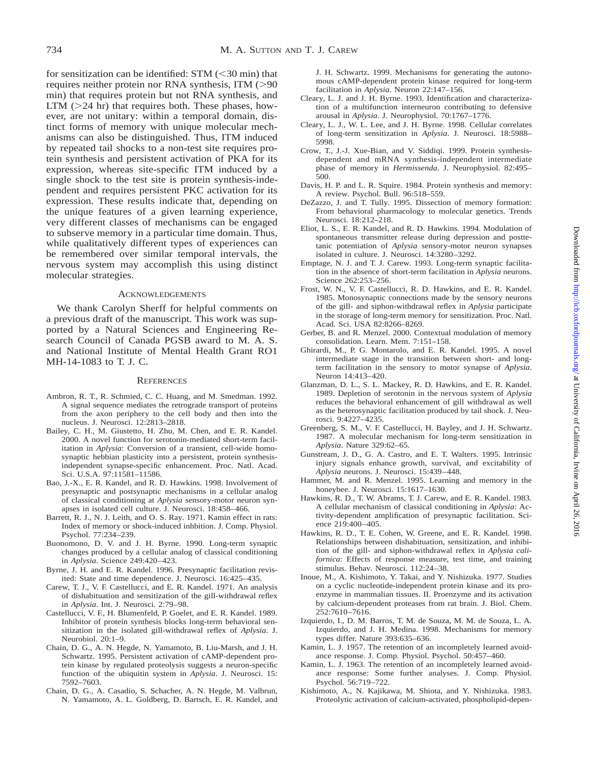for sensitization can be identified: STM (<30 min) that requires neither protein nor RNA synthesis, ITM (>90 min) that requires protein but not RNA synthesis, and LTM (>24 hr) that requires both. These phases, however, are not unitary: within a temporal domain, distinct forms of memory with unique molecular mechanisms can also be distinguished. Thus, ITM induced by repeated tail shocks to a non-test site requires protein synthesis and persistent activation of PKA for its expression, whereas site-specific ITM induced by a single shock to the test site is protein synthesis-independent and requires persistent PKC activation for its expression. These results indicate that, depending on the unique features of a given learning experience, very different classes of mechanisms can be engaged to subserve memory in a particular time domain. Thus, while qualitatively different types of experiences can be remembered over similar temporal intervals, the nervous system may accomplish this using distinct molecular strategies.

## Acknowledgements

We thank Carolyn Sherff for helpful comments on a previous draft of the manuscript. This work was supported by a Natural Sciences and Engineering Research Council of Canada PGSB award to M. A. S. and National Institute of Mental Health Grant RO1 MH-14-1083 to T. J. C.

## References

Ambron, R. T., R. Schmied, C. C. Huang, and M. Smedman. 1992. A signal sequence mediates the retrograde transport of proteins from the axon periphery to the cell body and then into the nucleus. J. Neurosci. 12:2813–2818.

Bailey, C. H., M. Giustetto, H. Zhu, M. Chen, and E. R. Kandel. 2000. A novel function for serotonin-mediated short-term facilitation in *Aplysia*: Conversion of a transient, cell-wide homosynaptic hebbian plasticity into a persistent, protein synthesis-independent synapse-specific enhancement. Proc. Natl. Acad. Sci. U.S.A. 97:11581–11586.

Bao, J.-X., E. R. Kandel, and R. D. Hawkins. 1998. Involvement of presynaptic and postsynaptic mechanisms in a cellular analog of classical conditioning at *Aplysia* sensory-motor neuron synapses in isolated cell culture. J. Neurosci. 18:458–466.

Barrett, R. J., N. J. Leith, and O. S. Ray. 1971. Kamin effect in rats: Index of memory or shock-induced inhbition. J. Comp. Physiol. Psychol. 77:234–239.

Buonomono, D. V. and J. H. Byrne. 1990. Long-term synaptic changes produced by a cellular analog of classical conditioning in *Aplysia*. Science 249:420–423.

Byrne, J. H. and E. R. Kandel. 1996. Presynaptic facilitation revisited: State and time dependence. J. Neurosci. 16:425–435.

Carew, T. J., V. F. Castellucci, and E. R. Kandel. 1971. An analysis of dishabituation and sensitization of the gill-withdrawal reflex in *Aplysia*. Int. J. Neurosci. 2:79–98.

Castellucci, V. F., H. Blumenfeld, P. Goelet, and E. R. Kandel. 1989. Inhibitor of protein synthesis blocks long-term behavioral sensitization in the isolated gill-withdrawal reflex of *Aplysia*. J. Neurobiol. 20:1–9.

Chain, D. G., A. N. Hegde, N. Yamamoto, B. Liu-Marsh, and J. H. Schwartz. 1995. Persistent activation of cAMP-dependent protein kinase by regulated proteolysis suggests a neuron-specific function of the ubiquitin system in *Aplysia*. J. Neurosci. 15: 7592–7603.

Chain, D. G., A. Casadio, S. Schacher, A. N. Hegde, M. Valbrun, N. Yamamoto, A. L. Goldberg, D. Bartsch, E. R. Kandel, and J. H. Schwartz. 1999. Mechanisms for generating the autonomous cAMP-dependent protein kinase required for long-term facilitation in *Aplysia*. Neuron 22:147–156.

Cleary, L. J. and J. H. Byrne. 1993. Identification and characterization of a multifunction interneuron contributing to defensive arousal in *Aplysia*. J. Neurophysiol. 70:1767–1776.

Cleary, L. J., W. L. Lee, and J. H. Byrne. 1998. Cellular correlates of long-term sensitization in *Aplysia*. J. Neurosci. 18:5988–5998.

Crow, T., J.-J. Xue-Bian, and V. Siddiqi. 1999. Protein synthesis-dependent and mRNA synthesis-independent intermediate phase of memory in *Hermissenda*. J. Neurophysiol. 82:495–500.

Davis, H. P. and L. R. Squire. 1984. Protein synthesis and memory: A review. Psychol. Bull. 96:518–559.

DeZazzo, J. and T. Tully. 1995. Dissection of memory formation: From behavioral pharmacology to molecular genetics. Trends Neurosci. 18:212–218.

Eliot, L. S., E. R. Kandel, and R. D. Hawkins. 1994. Modulation of spontaneous transmitter release during depression and posttetanic potentiation of *Aplysia* sensory-motor neuron synapses isolated in culture. J. Neurosci. 14:3280–3292.

Emptage, N. J. and T. J. Carew. 1993. Long-term synaptic facilitation in the absence of short-term facilitation in *Aplysia* neurons. Science 262:253–256.

Frost, W. N., V. F. Castellucci, R. D. Hawkins, and E. R. Kandel. 1985. Monosynaptic connections made by the sensory neurons of the gill- and siphon-withdrawal reflex in *Aplysia* participate in the storage of long-term memory for sensitization. Proc. Natl. Acad. Sci. USA 82:8266–8269.

Gerber, B. and R. Menzel. 2000. Contextual modulation of memory consolidation. Learn. Mem. 7:151–158.

Ghirardi, M., P. G. Montarolo, and E. R. Kandel. 1995. A novel intermediate stage in the transition between short- and long-term facilitation in the sensory to motor synapse of *Aplysia*. Neuron 14:413–420.

Glanzman, D. L., S. L. Mackey, R. D. Hawkins, and E. R. Kandel. 1989. Depletion of serotonin in the nervous system of *Aplysia* reduces the behavioral enhancement of gill withdrawal as well as the heterosynaptic facilitation produced by tail shock. J. Neurosci. 9:4227–4235.

Greenberg, S. M., V. F. Castellucci, H. Bayley, and J. H. Schwartz. 1987. A molecular mechanism for long-term sensitization in *Aplysia*. Nature 329:62–65.

Gunstream, J. D., G. A. Castro, and E. T. Walters. 1995. Intrinsic injury signals enhance growth, survival, and excitability of *Aplysia* neurons. J. Neurosci. 15:439–448.

Hammer, M. and R. Menzel. 1995. Learning and memory in the honeybee. J. Neurosci. 15:1617–1630.

Hawkins, R. D., T. W. Abrams, T. J. Carew, and E. R. Kandel. 1983. A cellular mechanism of classical conditioning in *Aplysia*: Activity-dependent amplification of presynaptic facilitation. Science 219:400–405.

Hawkins, R. D., T. E. Cohen, W. Greene, and E. R. Kandel. 1998. Relationships between dishabituation, sensitization, and inhibition of the gill- and siphon-withdrawal reflex in *Aplysia californica*: Effects of response measure, test time, and training stimulus. Behav. Neurosci. 112:24–38.

Inoue, M., A. Kishimoto, Y. Takai, and Y. Nishizuka. 1977. Studies on a cyclic nucleotide-independent protein kinase and its proenzyme in mammalian tissues. II. Proenzyme and its activation by calcium-dependent proteases from rat brain. J. Biol. Chem. 252:7610–7616.

Izquierdo, I., D. M. Barros, T. M. de Souza, M. M. de Souza, L. A. Izquierdo, and J. H. Medina. 1998. Mechanisms for memory types differ. Nature 393:635–636.

Kamin, L. J. 1957. The retention of an incompletely learned avoidance response. J. Comp. Physiol. Psychol. 50:457–460.

Kamin, L. J. 1963. The retention of an incompletely learned avoidance response: Some further analyses. J. Comp. Physiol. Psychol. 56:719–722.

Kishimoto, A., N. Kajikawa, M. Shiota, and Y. Nishizuka. 1983. Proteolytic activation of calcium-activated, phospholipid-depen-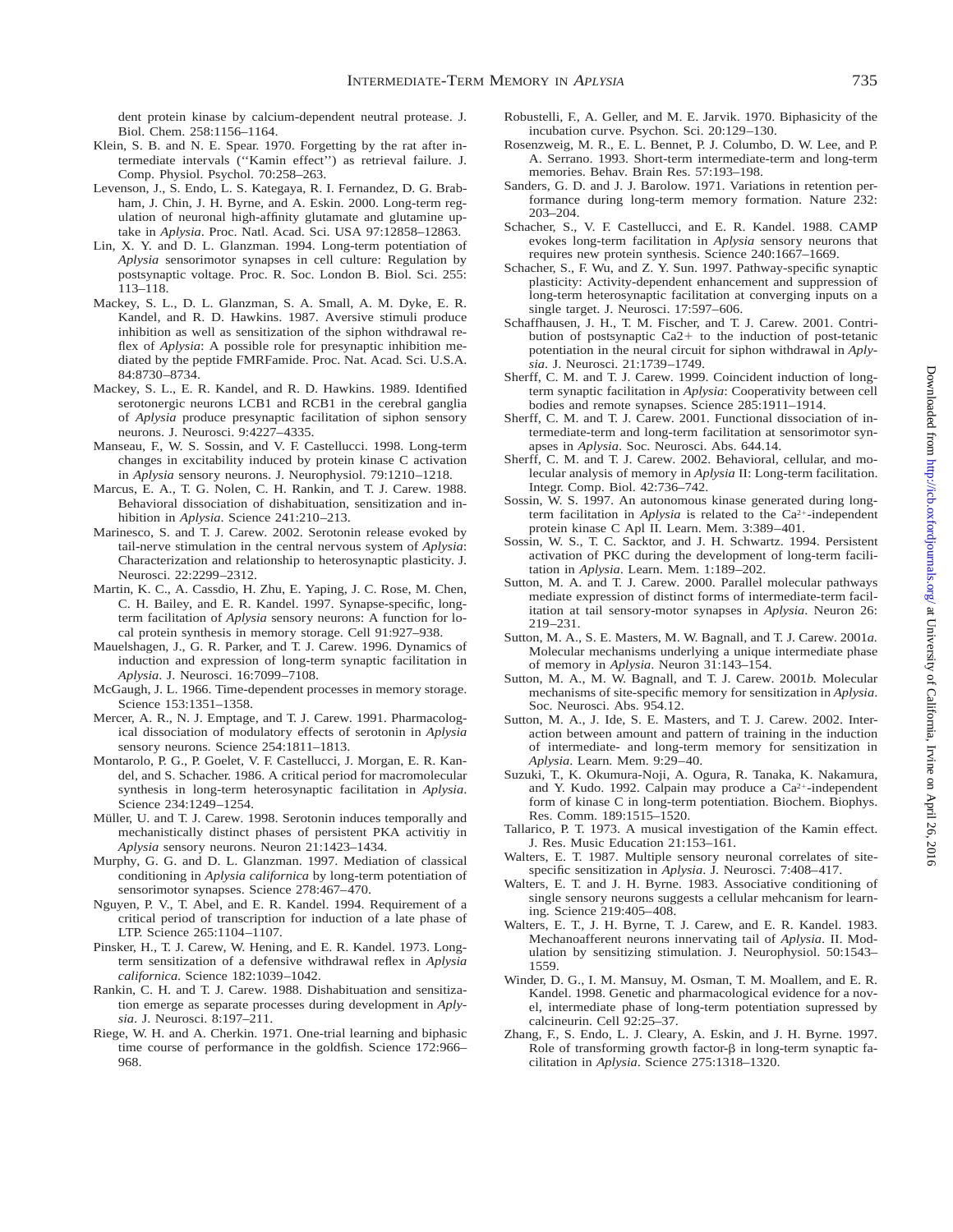dent protein kinase by calcium-dependent neutral protease. J. Biol. Chem. 258:1156–1164.

Klein, S. B. and N. E. Spear. 1970. Forgetting by the rat after intermediate intervals (''Kamin effect'') as retrieval failure. J. Comp. Physiol. Psychol. 70:258–263.

Levenson, J., S. Endo, L. S. Kategaya, R. I. Fernandez, D. G. Brabham, J. Chin, J. H. Byrne, and A. Eskin. 2000. Long-term regulation of neuronal high-affinity glutamate and glutamine uptake in *Aplysia*. Proc. Natl. Acad. Sci. USA 97:12858–12863.

Lin, X. Y. and D. L. Glanzman. 1994. Long-term potentiation of *Aplysia* sensorimotor synapses in cell culture: Regulation by postsynaptic voltage. Proc. R. Soc. London B. Biol. Sci. 255: 113–118.

Mackey, S. L., D. L. Glanzman, S. A. Small, A. M. Dyke, E. R. Kandel, and R. D. Hawkins. 1987. Aversive stimuli produce inhibition as well as sensitization of the siphon withdrawal reflex of *Aplysia*: A possible role for presynaptic inhibition mediated by the peptide FMRFamide. Proc. Nat. Acad. Sci. U.S.A. 84:8730–8734.

Mackey, S. L., E. R. Kandel, and R. D. Hawkins. 1989. Identified serotonergic neurons LCB1 and RCB1 in the cerebral ganglia of *Aplysia* produce presynaptic facilitation of siphon sensory neurons. J. Neurosci. 9:4227–4335.

Manseau, F., W. S. Sossin, and V. F. Castellucci. 1998. Long-term changes in excitability induced by protein kinase C activation in *Aplysia* sensory neurons. J. Neurophysiol. 79:1210–1218.

Marcus, E. A., T. G. Nolen, C. H. Rankin, and T. J. Carew. 1988. Behavioral dissociation of dishabituation, sensitization and inhibition in *Aplysia*. Science 241:210–213.

Marinesco, S. and T. J. Carew. 2002. Serotonin release evoked by tail-nerve stimulation in the central nervous system of *Aplysia*: Characterization and relationship to heterosynaptic plasticity. J. Neurosci. 22:2299–2312.

Martin, K. C., A. Cassdio, H. Zhu, E. Yaping, J. C. Rose, M. Chen, C. H. Bailey, and E. R. Kandel. 1997. Synapse-specific, long-term facilitation of *Aplysia* sensory neurons: A function for local protein synthesis in memory storage. Cell 91:927–938.

Mauelshagen, J., G. R. Parker, and T. J. Carew. 1996. Dynamics of induction and expression of long-term synaptic facilitation in *Aplysia*. J. Neurosci. 16:7099–7108.

McGaugh, J. L. 1966. Time-dependent processes in memory storage. Science 153:1351–1358.

Mercer, A. R., N. J. Emptage, and T. J. Carew. 1991. Pharmacological dissociation of modulatory effects of serotonin in *Aplysia* sensory neurons. Science 254:1811–1813.

Montarolo, P. G., P. Goelet, V. F. Castellucci, J. Morgan, E. R. Kandel, and S. Schacher. 1986. A critical period for macromolecular synthesis in long-term heterosynaptic facilitation in *Aplysia*. Science 234:1249–1254.

Müller, U. and T. J. Carew. 1998. Serotonin induces temporally and mechanistically distinct phases of persistent PKA activitiy in *Aplysia* sensory neurons. Neuron 21:1423–1434.

Murphy, G. G. and D. L. Glanzman. 1997. Mediation of classical conditioning in *Aplysia californica* by long-term potentiation of sensorimotor synapses. Science 278:467–470.

Nguyen, P. V., T. Abel, and E. R. Kandel. 1994. Requirement of a critical period of transcription for induction of a late phase of LTP. Science 265:1104–1107.

Pinsker, H., T. J. Carew, W. Hening, and E. R. Kandel. 1973. Long-term sensitization of a defensive withdrawal reflex in *Aplysia californica*. Science 182:1039–1042.

Rankin, C. H. and T. J. Carew. 1988. Dishabituation and sensitization emerge as separate processes during development in *Aplysia*. J. Neurosci. 8:197–211.

Riege, W. H. and A. Cherkin. 1971. One-trial learning and biphasic time course of performance in the goldfish. Science 172:966–968.

Robustelli, F., A. Geller, and M. E. Jarvik. 1970. Biphasicity of the incubation curve. Psychon. Sci. 20:129–130.

Rosenzweig, M. R., E. L. Bennet, P. J. Columbo, D. W. Lee, and P. A. Serrano. 1993. Short-term intermediate-term and long-term memories. Behav. Brain Res. 57:193–198.

Sanders, G. D. and J. J. Barolow. 1971. Variations in retention performance during long-term memory formation. Nature 232: 203–204.

Schacher, S., V. F. Castellucci, and E. R. Kandel. 1988. CAMP evokes long-term facilitation in *Aplysia* sensory neurons that requires new protein synthesis. Science 240:1667–1669.

Schacher, S., F. Wu, and Z. Y. Sun. 1997. Pathway-specific synaptic plasticity: Activity-dependent enhancement and suppression of long-term heterosynaptic facilitation at converging inputs on a single target. J. Neurosci. 17:597–606.

Schaffhausen, J. H., T. M. Fischer, and T. J. Carew. 2001. Contribution of postsynaptic Ca2+ to the induction of post-tetanic potentiation in the neural circuit for siphon withdrawal in *Aplysia*. J. Neurosci. 21:1739–1749.

Sherff, C. M. and T. J. Carew. 1999. Coincident induction of long-term synaptic facilitation in *Aplysia*: Cooperativity between cell bodies and remote synapses. Science 285:1911–1914.

Sherff, C. M. and T. J. Carew. 2001. Functional dissociation of intermediate-term and long-term facilitation at sensorimotor synapses in *Aplysia*. Soc. Neurosci. Abs. 644.14.

Sherff, C. M. and T. J. Carew. 2002. Behavioral, cellular, and molecular analysis of memory in *Aplysia* II: Long-term facilitation. Integr. Comp. Biol. 42:736–742.

Sossin, W. S. 1997. An autonomous kinase generated during long-term facilitation in *Aplysia* is related to the $Ca^{2+}$-independent protein kinase C Apl II. Learn. Mem. 3:389–401.

Sossin, W. S., T. C. Sacktor, and J. H. Schwartz. 1994. Persistent activation of PKC during the development of long-term facilitation in *Aplysia*. Learn. Mem. 1:189–202.

Sutton, M. A. and T. J. Carew. 2000. Parallel molecular pathways mediate expression of distinct forms of intermediate-term facilitation at tail sensory-motor synapses in *Aplysia*. Neuron 26: 219–231.

Sutton, M. A., S. E. Masters, M. W. Bagnall, and T. J. Carew. 2001*a*. Molecular mechanisms underlying a unique intermediate phase of memory in *Aplysia*. Neuron 31:143–154.

Sutton, M. A., M. W. Bagnall, and T. J. Carew. 2001*b*. Molecular mechanisms of site-specific memory for sensitization in *Aplysia*. Soc. Neurosci. Abs. 954.12.

Sutton, M. A., J. Ide, S. E. Masters, and T. J. Carew. 2002. Interaction between amount and pattern of training in the induction of intermediate- and long-term memory for sensitization in *Aplysia*. Learn. Mem. 9:29–40.

Suzuki, T., K. Okumura-Noji, A. Ogura, R. Tanaka, K. Nakamura, and Y. Kudo. 1992. Calpain may produce a $Ca^{2+}$-independent form of kinase C in long-term potentiation. Biochem. Biophys. Res. Comm. 189:1515–1520.

Tallarico, P. T. 1973. A musical investigation of the Kamin effect. J. Res. Music Education 21:153–161.

Walters, E. T. 1987. Multiple sensory neuronal correlates of site-specific sensitization in *Aplysia*. J. Neurosci. 7:408–417.

Walters, E. T. and J. H. Byrne. 1983. Associative conditioning of single sensory neurons suggests a cellular mehcanism for learning. Science 219:405–408.

Walters, E. T., J. H. Byrne, T. J. Carew, and E. R. Kandel. 1983. Mechanoafferent neurons innervating tail of *Aplysia*. II. Modulation by sensitizing stimulation. J. Neurophysiol. 50:1543–1559.

Winder, D. G., I. M. Mansuy, M. Osman, T. M. Moallem, and E. R. Kandel. 1998. Genetic and pharmacological evidence for a novel, intermediate phase of long-term potentiation supressed by calcineurin. Cell 92:25–37.

Zhang, F., S. Endo, L. J. Cleary, A. Eskin, and J. H. Byrne. 1997. Role of transforming growth factor-β in long-term synaptic facilitation in *Aplysia*. Science 275:1318–1320.